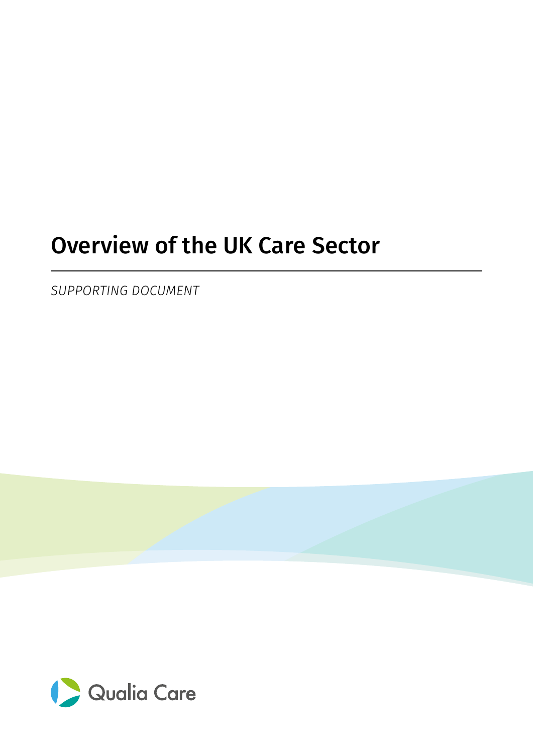# Overview of the UK Care Sector

*SUPPORTING DOCUMENT*

Qualia Care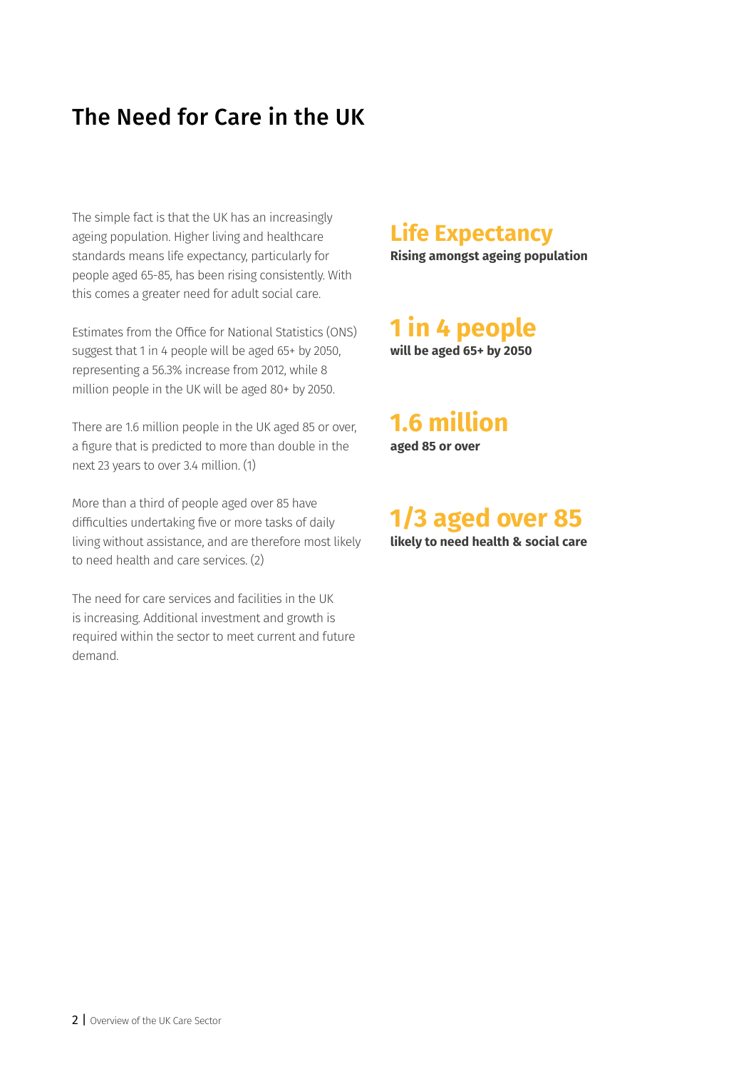# The Need for Care in the UK

The simple fact is that the UK has an increasingly ageing population. Higher living and healthcare standards means life expectancy, particularly for people aged 65-85, has been rising consistently. With this comes a greater need for adult social care.

Estimates from the Office for National Statistics (ONS) suggest that 1 in 4 people will be aged 65+ by 2050, representing a 56.3% increase from 2012, while 8 million people in the UK will be aged 80+ by 2050.

There are 1.6 million people in the UK aged 85 or over, a figure that is predicted to more than double in the next 23 years to over 3.4 million. (1)

More than a third of people aged over 85 have difficulties undertaking five or more tasks of daily living without assistance, and are therefore most likely to need health and care services. (2)

The need for care services and facilities in the UK is increasing. Additional investment and growth is required within the sector to meet current and future demand.

## Life Expectancy
**Rising amongst ageing population**

## 1 in 4 people
**will be aged 65+ by 2050**

## 1.6 million
**aged 85 or over**

## 1/3 aged over 85
**likely to need health & social care**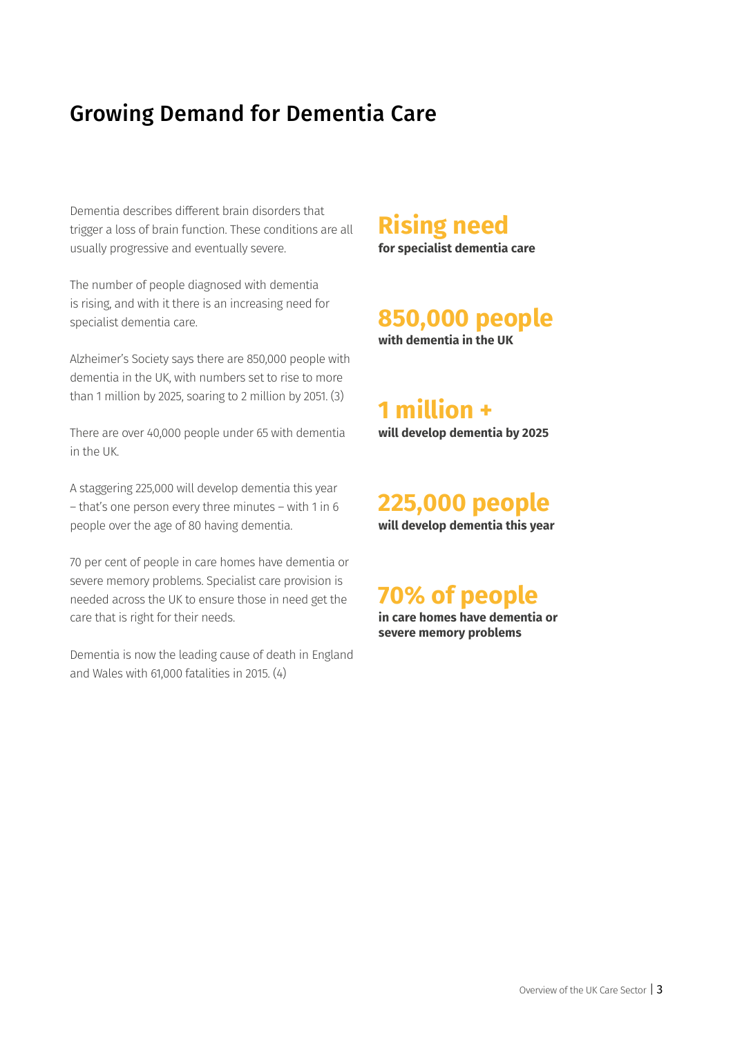## Growing Demand for Dementia Care

Dementia describes different brain disorders that trigger a loss of brain function. These conditions are all usually progressive and eventually severe.

The number of people diagnosed with dementia is rising, and with it there is an increasing need for specialist dementia care.

Alzheimer's Society says there are 850,000 people with dementia in the UK, with numbers set to rise to more than 1 million by 2025, soaring to 2 million by 2051. (3)

There are over 40,000 people under 65 with dementia in the UK.

A staggering 225,000 will develop dementia this year – that's one person every three minutes – with 1 in 6 people over the age of 80 having dementia.

70 per cent of people in care homes have dementia or severe memory problems. Specialist care provision is needed across the UK to ensure those in need get the care that is right for their needs.

Dementia is now the leading cause of death in England and Wales with 61,000 fatalities in 2015. (4)

**Rising need**
**for specialist dementia care**

**850,000 people**
**with dementia in the UK**

**1 million +**
**will develop dementia by 2025**

**225,000 people**
**will develop dementia this year**

**70% of people**
**in care homes have dementia or severe memory problems**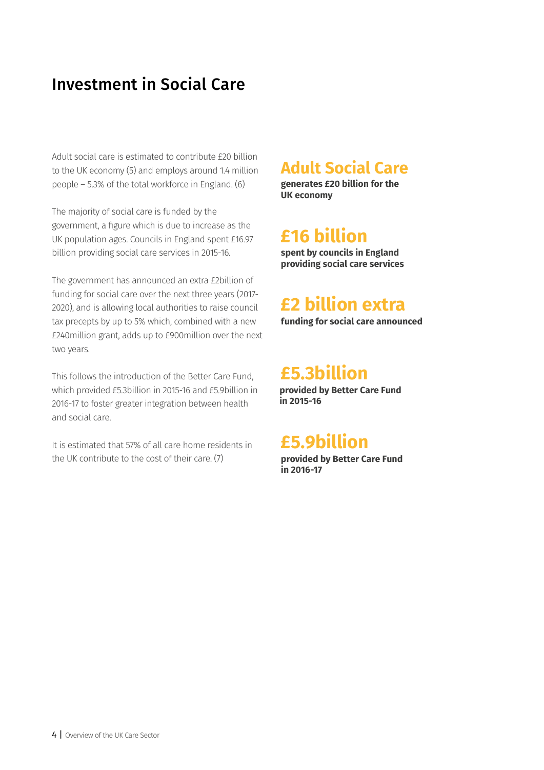# Investment in Social Care

Adult social care is estimated to contribute £20 billion to the UK economy (5) and employs around 1.4 million people – 5.3% of the total workforce in England. (6)

The majority of social care is funded by the government, a figure which is due to increase as the UK population ages. Councils in England spent £16.97 billion providing social care services in 2015-16.

The government has announced an extra £2billion of funding for social care over the next three years (2017-2020), and is allowing local authorities to raise council tax precepts by up to 5% which, combined with a new £240million grant, adds up to £900million over the next two years.

This follows the introduction of the Better Care Fund, which provided £5.3billion in 2015-16 and £5.9billion in 2016-17 to foster greater integration between health and social care.

It is estimated that 57% of all care home residents in the UK contribute to the cost of their care. (7)

## Adult Social Care

**generates £20 billion for the UK economy**

## £16 billion

**spent by councils in England providing social care services**

## £2 billion extra

**funding for social care announced**

## £5.3billion

**provided by Better Care Fund in 2015-16**

## £5.9billion

**provided by Better Care Fund in 2016-17**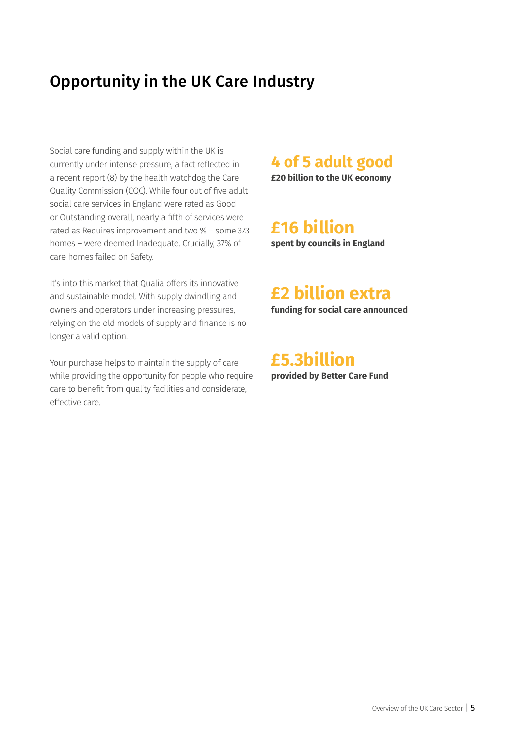## Opportunity in the UK Care Industry

Social care funding and supply within the UK is currently under intense pressure, a fact reflected in a recent report (8) by the health watchdog the Care Quality Commission (CQC). While four out of five adult social care services in England were rated as Good or Outstanding overall, nearly a fifth of services were rated as Requires improvement and two % – some 373 homes – were deemed Inadequate. Crucially, 37% of care homes failed on Safety.

It's into this market that Qualia offers its innovative and sustainable model. With supply dwindling and owners and operators under increasing pressures, relying on the old models of supply and finance is no longer a valid option.

Your purchase helps to maintain the supply of care while providing the opportunity for people who require care to benefit from quality facilities and considerate, effective care.

**4 of 5 adult good**
**£20 billion to the UK economy**

**£16 billion**
**spent by councils in England**

**£2 billion extra**
**funding for social care announced**

**£5.3billion**
**provided by Better Care Fund**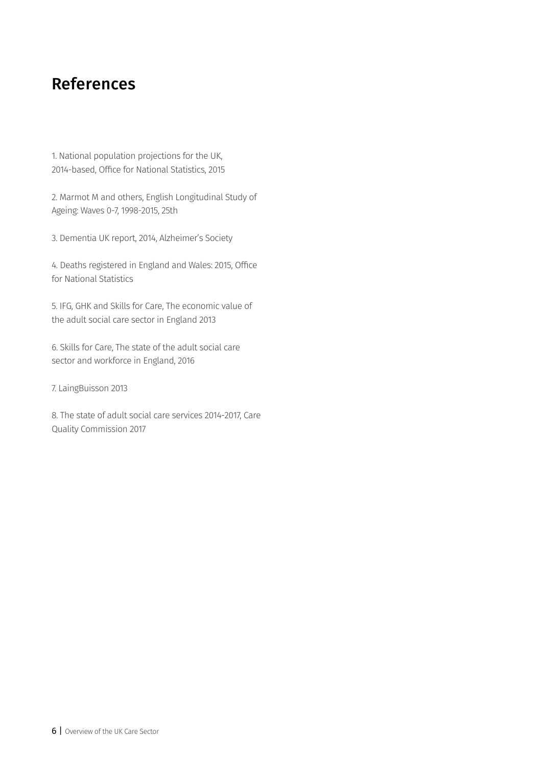# References

1. National population projections for the UK, 2014-based, Office for National Statistics, 2015

2. Marmot M and others, English Longitudinal Study of Ageing: Waves 0-7, 1998-2015, 25th

3. Dementia UK report, 2014, Alzheimer's Society

4. Deaths registered in England and Wales: 2015, Office for National Statistics

5. IFG, GHK and Skills for Care, The economic value of the adult social care sector in England 2013

6. Skills for Care, The state of the adult social care sector and workforce in England, 2016

7. LaingBuisson 2013

8. The state of adult social care services 2014-2017, Care Quality Commission 2017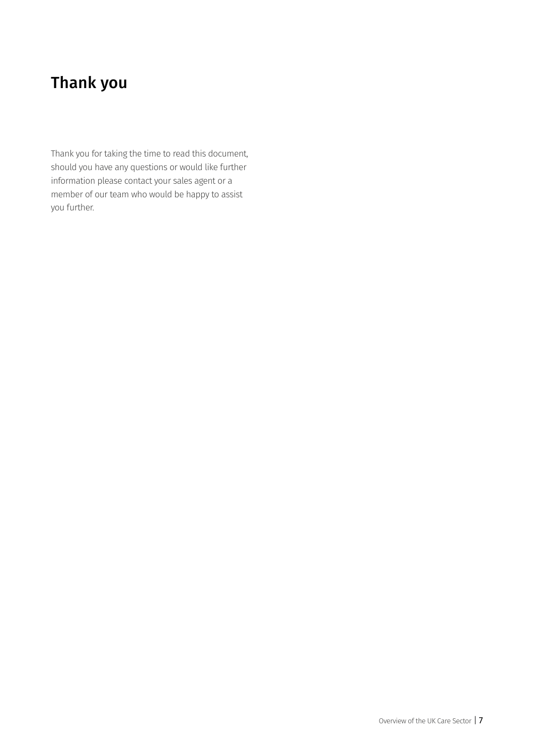# Thank you

Thank you for taking the time to read this document, should you have any questions or would like further information please contact your sales agent or a member of our team who would be happy to assist you further.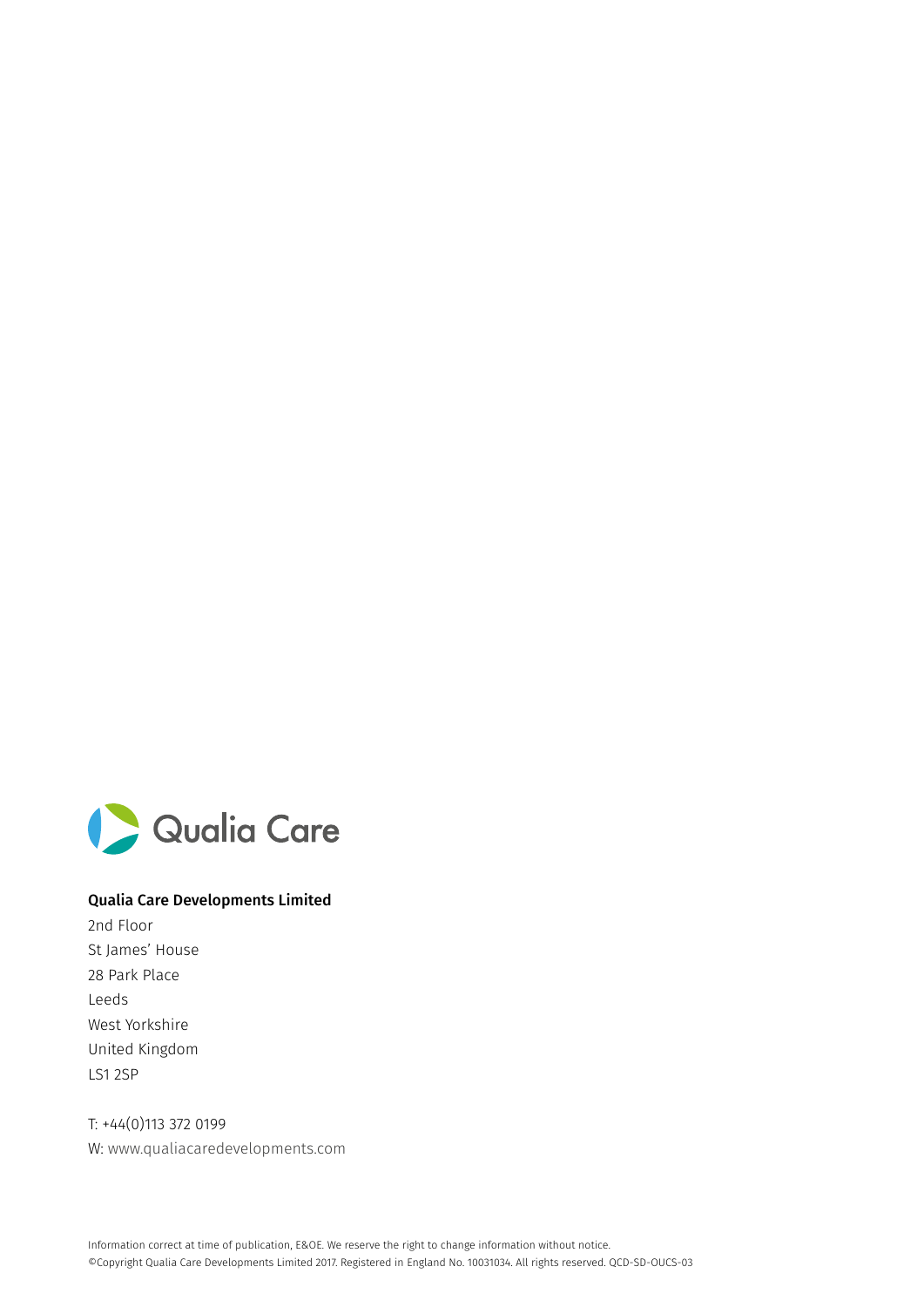Qualia Care

**Qualia Care Developments Limited**

2nd Floor
St James' House
28 Park Place
Leeds
West Yorkshire
United Kingdom
LS1 2SP

T: +44(0)113 372 0199
W: www.qualiacaredevelopments.com

Information correct at time of publication, E&OE. We reserve the right to change information without notice.
©Copyright Qualia Care Developments Limited 2017. Registered in England No. 10031034. All rights reserved. QCD-SD-OUCS-03